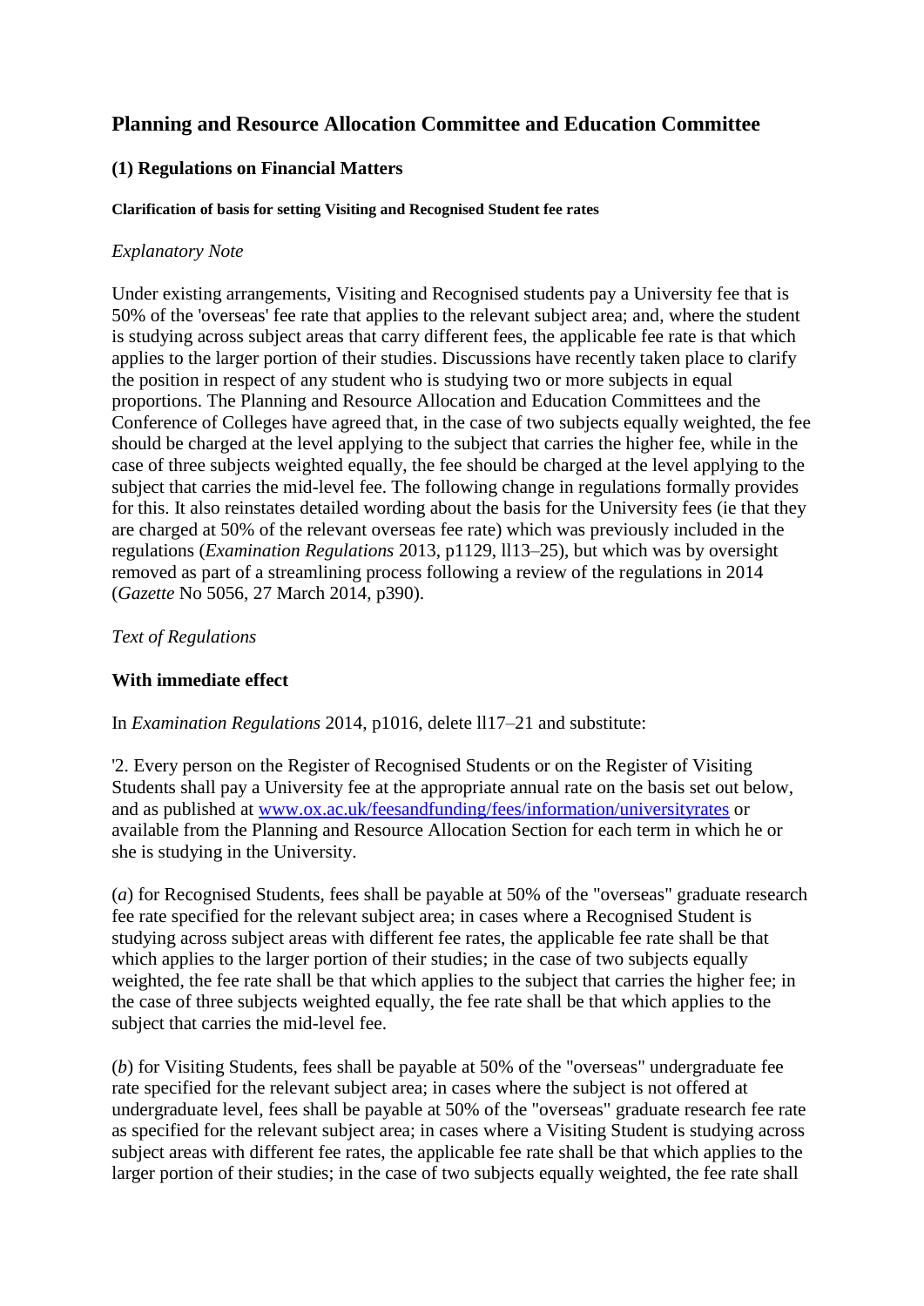# Planning and Resource Allocation Committee and Education Committee

## (1) Regulations on Financial Matters

#### Clarification of basis for setting Visiting and Recognised Student fee rates

*Explanatory Note*

Under existing arrangements, Visiting and Recognised students pay a University fee that is 50% of the 'overseas' fee rate that applies to the relevant subject area; and, where the student is studying across subject areas that carry different fees, the applicable fee rate is that which applies to the larger portion of their studies. Discussions have recently taken place to clarify the position in respect of any student who is studying two or more subjects in equal proportions. The Planning and Resource Allocation and Education Committees and the Conference of Colleges have agreed that, in the case of two subjects equally weighted, the fee should be charged at the level applying to the subject that carries the higher fee, while in the case of three subjects weighted equally, the fee should be charged at the level applying to the subject that carries the mid-level fee. The following change in regulations formally provides for this. It also reinstates detailed wording about the basis for the University fees (ie that they are charged at 50% of the relevant overseas fee rate) which was previously included in the regulations (*Examination Regulations* 2013, p1129, ll13–25), but which was by oversight removed as part of a streamlining process following a review of the regulations in 2014 (*Gazette* No 5056, 27 March 2014, p390).

*Text of Regulations*

**With immediate effect**

In *Examination Regulations* 2014, p1016, delete ll17–21 and substitute:

'2. Every person on the Register of Recognised Students or on the Register of Visiting Students shall pay a University fee at the appropriate annual rate on the basis set out below, and as published at [www.ox.ac.uk/feesandfunding/fees/information/universityrates](www.ox.ac.uk/feesandfunding/fees/information/universityrates) or available from the Planning and Resource Allocation Section for each term in which he or she is studying in the University.

(*a*) for Recognised Students, fees shall be payable at 50% of the "overseas" graduate research fee rate specified for the relevant subject area; in cases where a Recognised Student is studying across subject areas with different fee rates, the applicable fee rate shall be that which applies to the larger portion of their studies; in the case of two subjects equally weighted, the fee rate shall be that which applies to the subject that carries the higher fee; in the case of three subjects weighted equally, the fee rate shall be that which applies to the subject that carries the mid-level fee.

(*b*) for Visiting Students, fees shall be payable at 50% of the "overseas" undergraduate fee rate specified for the relevant subject area; in cases where the subject is not offered at undergraduate level, fees shall be payable at 50% of the "overseas" graduate research fee rate as specified for the relevant subject area; in cases where a Visiting Student is studying across subject areas with different fee rates, the applicable fee rate shall be that which applies to the larger portion of their studies; in the case of two subjects equally weighted, the fee rate shall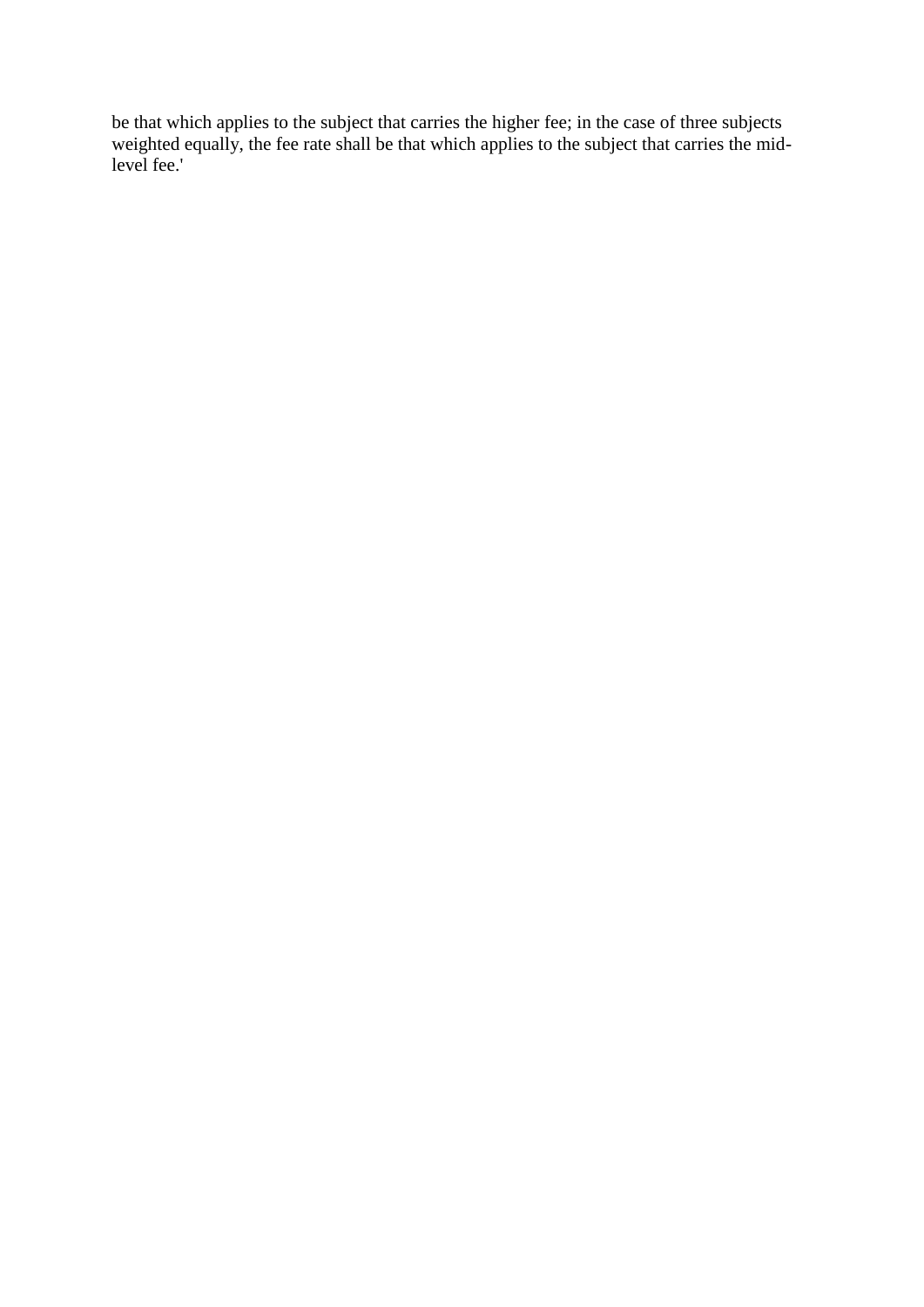be that which applies to the subject that carries the higher fee; in the case of three subjects weighted equally, the fee rate shall be that which applies to the subject that carries the mid-level fee.'